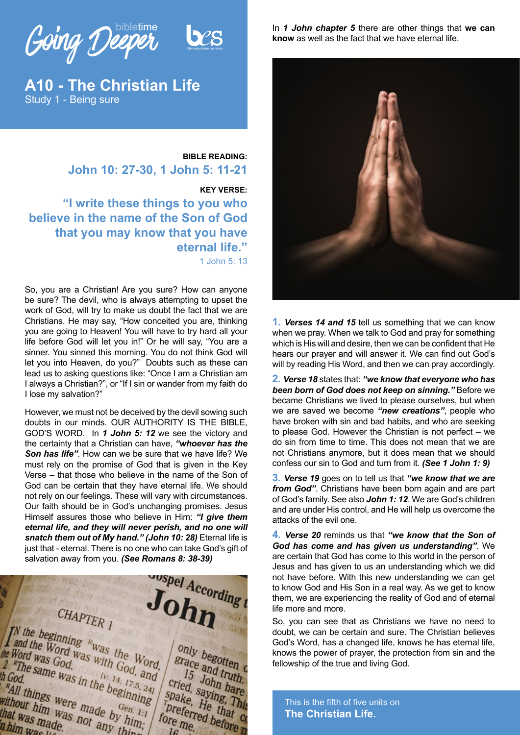Going Deeper — bibletime — bes

# A10 - The Christian Life

## Study 1 - Being sure

**BIBLE READING:**

**John 10: 27-30, 1 John 5: 11-21**

**KEY VERSE:**

**"I write these things to you who believe in the name of the Son of God that you may know that you have eternal life."**

1 John 5: 13

So, you are a Christian! Are you sure? How can anyone be sure? The devil, who is always attempting to upset the work of God, will try to make us doubt the fact that we are Christians. He may say, "How conceited you are, thinking you are going to Heaven! You will have to try hard all your life before God will let you in!" Or he will say, "You are a sinner. You sinned this morning. You do not think God will let you into Heaven, do you?" Doubts such as these can lead us to asking questions like: "Once I am a Christian am I always a Christian?", or "If I sin or wander from my faith do I lose my salvation?"

However, we must not be deceived by the devil sowing such doubts in our minds. OUR AUTHORITY IS THE BIBLE, GOD'S WORD. In ***1 John 5: 12*** we see the victory and the certainty that a Christian can have, ***"whoever has the Son has life"***. How can we be sure that we have life? We must rely on the promise of God that is given in the Key Verse – that those who believe in the name of the Son of God can be certain that they have eternal life. We should not rely on our feelings. These will vary with circumstances. Our faith should be in God's unchanging promises. Jesus Himself assures those who believe in Him: ***"I give them eternal life, and they will never perish, and no one will snatch them out of My hand." (John 10: 28)*** Eternal life is just that - eternal. There is no one who can take God's gift of salvation away from you. ***(See Romans 8: 38-39)***

In ***1 John chapter 5*** there are other things that **we can know** as well as the fact that we have eternal life.

**1.** ***Verses 14 and 15*** tell us something that we can know when we pray. When we talk to God and pray for something which is His will and desire, then we can be confident that He hears our prayer and will answer it. We can find out God's will by reading His Word, and then we can pray accordingly.

**2.** ***Verse 18*** states that: ***"we know that everyone who has been born of God does not keep on sinning."*** Before we became Christians we lived to please ourselves, but when we are saved we become ***"new creations"***, people who have broken with sin and bad habits, and who are seeking to please God. However the Christian is not perfect – we do sin from time to time. This does not mean that we are not Christians anymore, but it does mean that we should confess our sin to God and turn from it. ***(See 1 John 1: 9)***

**3.** ***Verse 19*** goes on to tell us that ***"we know that we are from God"***. Christians have been born again and are part of God's family. See also ***John 1: 12***. We are God's children and are under His control, and He will help us overcome the attacks of the evil one.

**4.** ***Verse 20*** reminds us that ***"we know that the Son of God has come and has given us understanding"***. We are certain that God has come to this world in the person of Jesus and has given to us an understanding which we did not have before. With this new understanding we can get to know God and His Son in a real way. As we get to know them, we are experiencing the reality of God and of eternal life more and more.

So, you can see that as Christians we have no need to doubt, we can be certain and sure. The Christian believes God's Word, has a changed life, knows he has eternal life, knows the power of prayer, the protection from sin and the fellowship of the true and living God.

This is the fifth of five units on
**The Christian Life.**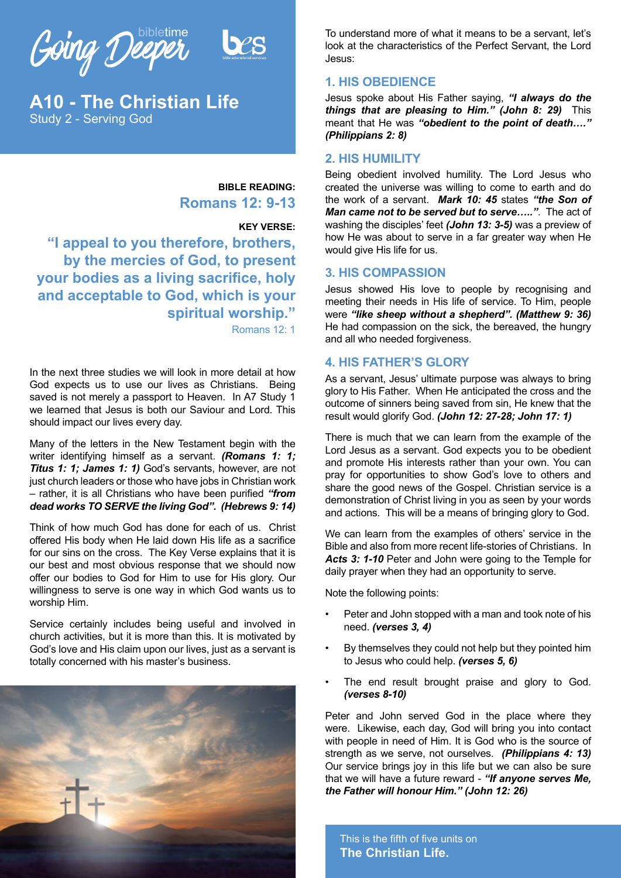Going Deeper biblетime

# A10 - The Christian Life

Study 2 - Serving God

**BIBLE READING:**

## Romans 12: 9-13

**KEY VERSE:**

## “I appeal to you therefore, brothers, by the mercies of God, to present your bodies as a living sacrifice, holy and acceptable to God, which is your spiritual worship.”

Romans 12: 1

In the next three studies we will look in more detail at how God expects us to use our lives as Christians. Being saved is not merely a passport to Heaven. In A7 Study 1 we learned that Jesus is both our Saviour and Lord. This should impact our lives every day.

Many of the letters in the New Testament begin with the writer identifying himself as a servant. ***(Romans 1: 1; Titus 1: 1; James 1: 1)*** God’s servants, however, are not just church leaders or those who have jobs in Christian work – rather, it is all Christians who have been purified ***“from dead works TO SERVE the living God”. (Hebrews 9: 14)***

Think of how much God has done for each of us. Christ offered His body when He laid down His life as a sacrifice for our sins on the cross. The Key Verse explains that it is our best and most obvious response that we should now offer our bodies to God for Him to use for His glory. Our willingness to serve is one way in which God wants us to worship Him.

Service certainly includes being useful and involved in church activities, but it is more than this. It is motivated by God’s love and His claim upon our lives, just as a servant is totally concerned with his master’s business.

To understand more of what it means to be a servant, let’s look at the characteristics of the Perfect Servant, the Lord Jesus:

### 1. HIS OBEDIENCE

Jesus spoke about His Father saying, ***“I always do the things that are pleasing to Him.” (John 8: 29)*** This meant that He was ***“obedient to the point of death….” (Philippians 2: 8)***

### 2. HIS HUMILITY

Being obedient involved humility. The Lord Jesus who created the universe was willing to come to earth and do the work of a servant. ***Mark 10: 45*** states ***“the Son of Man came not to be served but to serve…..”***. The act of washing the disciples’ feet ***(John 13: 3-5)*** was a preview of how He was about to serve in a far greater way when He would give His life for us.

### 3. HIS COMPASSION

Jesus showed His love to people by recognising and meeting their needs in His life of service. To Him, people were ***“like sheep without a shepherd”. (Matthew 9: 36)*** He had compassion on the sick, the bereaved, the hungry and all who needed forgiveness.

### 4. HIS FATHER’S GLORY

As a servant, Jesus’ ultimate purpose was always to bring glory to His Father. When He anticipated the cross and the outcome of sinners being saved from sin, He knew that the result would glorify God. ***(John 12: 27-28; John 17: 1)***

There is much that we can learn from the example of the Lord Jesus as a servant. God expects you to be obedient and promote His interests rather than your own. You can pray for opportunities to show God’s love to others and share the good news of the Gospel. Christian service is a demonstration of Christ living in you as seen by your words and actions. This will be a means of bringing glory to God.

We can learn from the examples of others’ service in the Bible and also from more recent life-stories of Christians. In ***Acts 3: 1-10*** Peter and John were going to the Temple for daily prayer when they had an opportunity to serve.

Note the following points:

- Peter and John stopped with a man and took note of his need. ***(verses 3, 4)***
- By themselves they could not help but they pointed him to Jesus who could help. ***(verses 5, 6)***
- The end result brought praise and glory to God. ***(verses 8-10)***

Peter and John served God in the place where they were. Likewise, each day, God will bring you into contact with people in need of Him. It is God who is the source of strength as we serve, not ourselves. ***(Philippians 4: 13)*** Our service brings joy in this life but we can also be sure that we will have a future reward - ***“If anyone serves Me, the Father will honour Him.” (John 12: 26)***

This is the fifth of five units on
**The Christian Life.**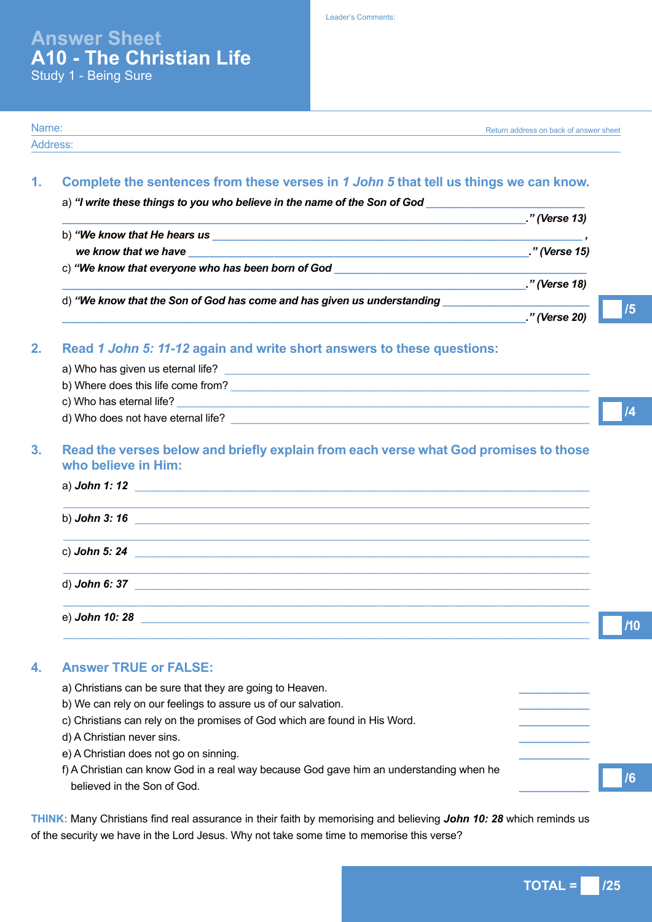# Answer Sheet
# A10 - The Christian Life
Study 1 - Being Sure

Leader's Comments:

Name: _______________________ Return address on back of answer sheet

Address: _______________________

## 1. Complete the sentences from these verses in *1 John 5* that tell us things we can know.

a) ***"I write these things to you who believe in the name of the Son of God*** ______________________________________________ ***." (Verse 13)***

b) ***"We know that He hears us*** ______________________________ ***,***
***we know that we have*** ______________________________ ***." (Verse 15)***

c) ***"We know that everyone who has been born of God*** ______________________________________________ ***." (Verse 18)***

d) ***"We know that the Son of God has come and has given us understanding*** ______________________________________________ ***." (Verse 20)***

/5

## 2. Read *1 John 5: 11-12* again and write short answers to these questions:

a) Who has given us eternal life? ______________________________

b) Where does this life come from? ______________________________

c) Who has eternal life? ______________________________

d) Who does not have eternal life? ______________________________

/4

## 3. Read the verses below and briefly explain from each verse what God promises to those who believe in Him:

a) ***John 1: 12*** ______________________________

b) ***John 3: 16*** ______________________________

c) ***John 5: 24*** ______________________________

d) ***John 6: 37*** ______________________________

e) ***John 10: 28*** ______________________________

/10

## 4. Answer TRUE or FALSE:

a) Christians can be sure that they are going to Heaven. __________

b) We can rely on our feelings to assure us of our salvation. __________

c) Christians can rely on the promises of God which are found in His Word. __________

d) A Christian never sins. __________

e) A Christian does not go on sinning. __________

f) A Christian can know God in a real way because God gave him an understanding when he believed in the Son of God. __________

/6

**THINK:** Many Christians find real assurance in their faith by memorising and believing ***John 10: 28*** which reminds us of the security we have in the Lord Jesus. Why not take some time to memorise this verse?

**TOTAL = /25**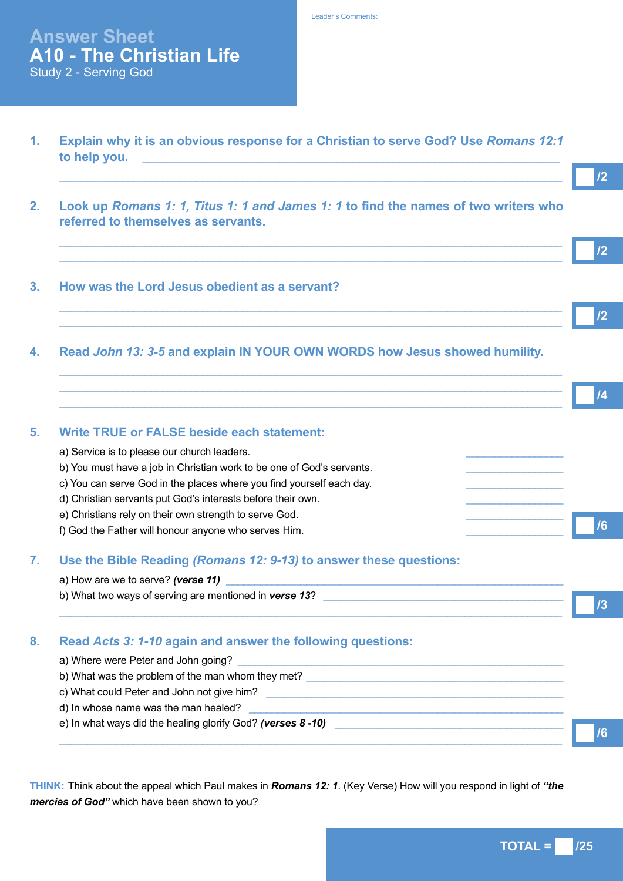# Answer Sheet
## A10 - The Christian Life
### Study 2 - Serving God

Leader's Comments:

**1. Explain why it is an obvious response for a Christian to serve God? Use *Romans 12:1* to help you.** ____________________

____________________ /2

**2. Look up *Romans 1: 1, Titus 1: 1 and James 1: 1* to find the names of two writers who referred to themselves as servants.**

____________________

____________________ /2

**3. How was the Lord Jesus obedient as a servant?**

____________________

____________________ /2

**4. Read *John 13: 3-5* and explain IN YOUR OWN WORDS how Jesus showed humility.**

____________________

____________________

____________________ /4

**5. Write TRUE or FALSE beside each statement:**

a) Service is to please our church leaders. ____________

b) You must have a job in Christian work to be one of God's servants. ____________

c) You can serve God in the places where you find yourself each day. ____________

d) Christian servants put God's interests before their own. ____________

e) Christians rely on their own strength to serve God. ____________

f) God the Father will honour anyone who serves Him. ____________ /6

**7. Use the Bible Reading *(Romans 12: 9-13)* to answer these questions:**

a) How are we to serve? ***(verse 11)*** ____________________

b) What two ways of serving are mentioned in ***verse 13***? ____________________

____________________ /3

**8. Read *Acts 3: 1-10* again and answer the following questions:**

a) Where were Peter and John going? ____________________

b) What was the problem of the man whom they met? ____________________

c) What could Peter and John not give him? ____________________

d) In whose name was the man healed? ____________________

e) In what ways did the healing glorify God? ***(verses 8 -10)*** ____________________

____________________ /6

**THINK:** Think about the appeal which Paul makes in ***Romans 12: 1***. (Key Verse) How will you respond in light of ***"the mercies of God"*** which have been shown to you?

**TOTAL = /25**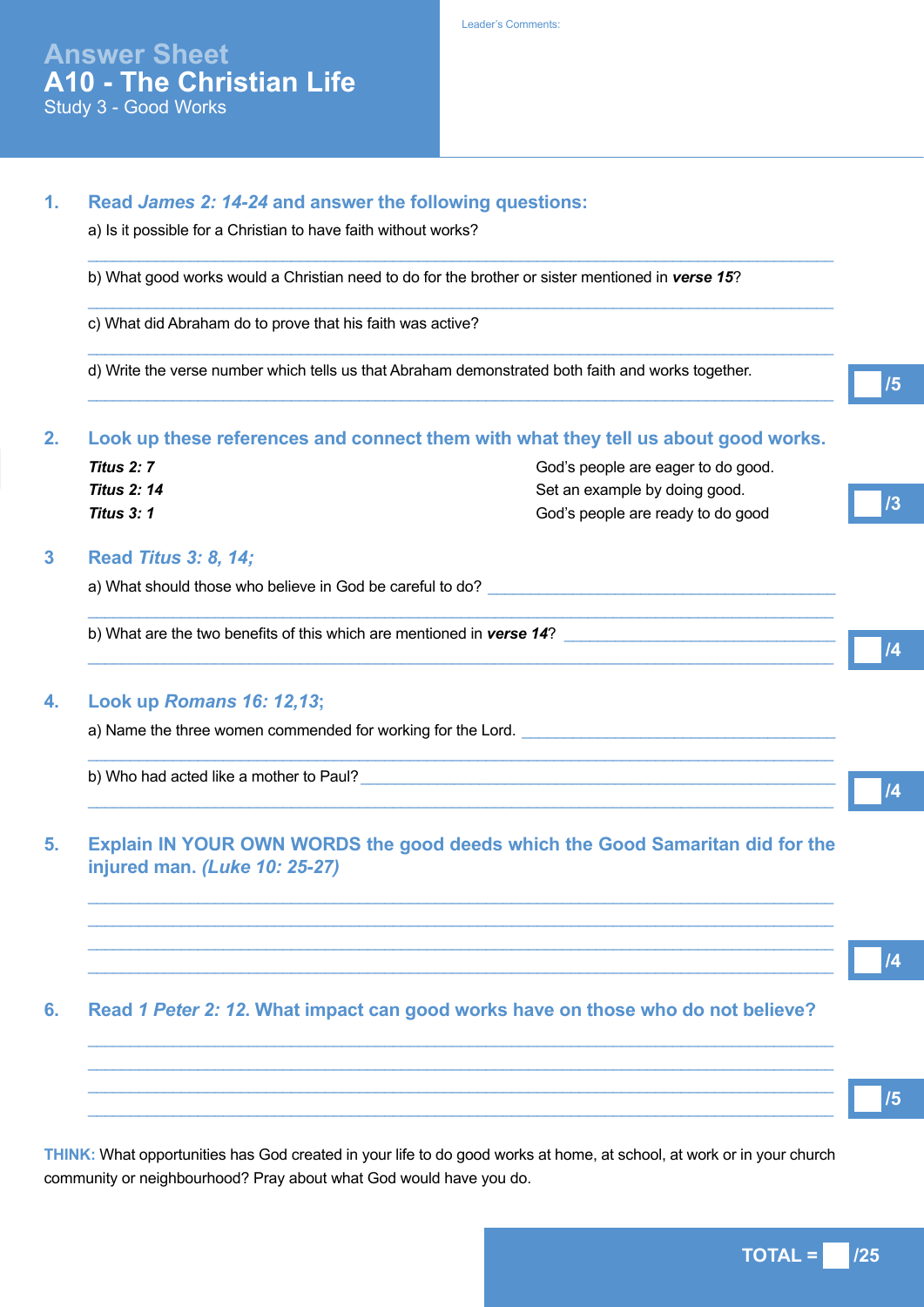# Answer Sheet
# A10 - The Christian Life
## Study 3 - Good Works

Leader's Comments:

## 1. Read *James 2: 14-24* and answer the following questions:

a) Is it possible for a Christian to have faith without works?

______________________________________________________________________

b) What good works would a Christian need to do for the brother or sister mentioned in ***verse 15***?

______________________________________________________________________

c) What did Abraham do to prove that his faith was active?

______________________________________________________________________

d) Write the verse number which tells us that Abraham demonstrated both faith and works together.

______________________________________________________________________

/5

## 2. Look up these references and connect them with what they tell us about good works.

***Titus 2: 7*** — God's people are eager to do good.
***Titus 2: 14*** — Set an example by doing good.
***Titus 3: 1*** — God's people are ready to do good

/3

## 3 Read *Titus 3: 8, 14;*

a) What should those who believe in God be careful to do? ______________________

______________________________________________________________________

b) What are the two benefits of this which are mentioned in ***verse 14***? ______________________

______________________________________________________________________

/4

## 4. Look up *Romans 16: 12,13*;

a) Name the three women commended for working for the Lord. ______________________

______________________________________________________________________

b) Who had acted like a mother to Paul? ______________________

______________________________________________________________________

/4

## 5. Explain IN YOUR OWN WORDS the good deeds which the Good Samaritan did for the injured man. *(Luke 10: 25-27)*

______________________________________________________________________

______________________________________________________________________

______________________________________________________________________

______________________________________________________________________

/4

## 6. Read *1 Peter 2: 12*. What impact can good works have on those who do not believe?

______________________________________________________________________

______________________________________________________________________

______________________________________________________________________

______________________________________________________________________

/5

**THINK:** What opportunities has God created in your life to do good works at home, at school, at work or in your church community or neighbourhood? Pray about what God would have you do.

**TOTAL = /25**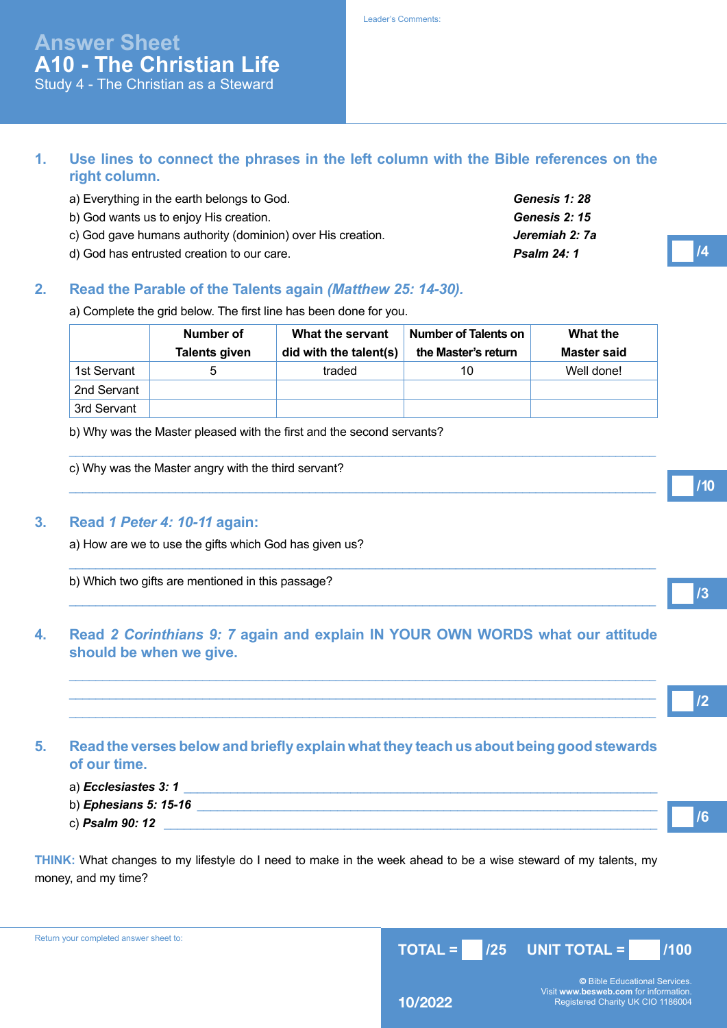# Answer Sheet
# A10 - The Christian Life
## Study 4 - The Christian as a Steward

Leader's Comments:

### 1. Use lines to connect the phrases in the left column with the Bible references on the right column.

| | |
|---|---|
| a) Everything in the earth belongs to God. | ***Genesis 1: 28*** |
| b) God wants us to enjoy His creation. | ***Genesis 2: 15*** |
| c) God gave humans authority (dominion) over His creation. | ***Jeremiah 2: 7a*** |
| d) God has entrusted creation to our care. | ***Psalm 24: 1*** |

/4

### 2. Read the Parable of the Talents again *(Matthew 25: 14-30)*.

a) Complete the grid below. The first line has been done for you.

| | Number of Talents given | What the servant did with the talent(s) | Number of Talents on the Master's return | What the Master said |
|---|---|---|---|---|
| 1st Servant | 5 | traded | 10 | Well done! |
| 2nd Servant | | | | |
| 3rd Servant | | | | |

b) Why was the Master pleased with the first and the second servants?

______________________________________________________________________

c) Why was the Master angry with the third servant?

______________________________________________________________________

/10

### 3. Read *1 Peter 4: 10-11* again:

a) How are we to use the gifts which God has given us?

______________________________________________________________________

b) Which two gifts are mentioned in this passage?

______________________________________________________________________

/3

### 4. Read *2 Corinthians 9: 7* again and explain IN YOUR OWN WORDS what our attitude should be when we give.

______________________________________________________________________

______________________________________________________________________

______________________________________________________________________

/2

### 5. Read the verses below and briefly explain what they teach us about being good stewards of our time.

a) ***Ecclesiastes 3: 1*** ______________________________________________________

b) ***Ephesians 5: 15-16*** ____________________________________________________

c) ***Psalm 90: 12*** _________________________________________________________

/6

**THINK:** What changes to my lifestyle do I need to make in the week ahead to be a wise steward of my talents, my money, and my time?

Return your completed answer sheet to:

**TOTAL = /25** **UNIT TOTAL = /100**

**10/2022**

© Bible Educational Services.
Visit **www.besweb.com** for information.
Registered Charity UK CIO 1186004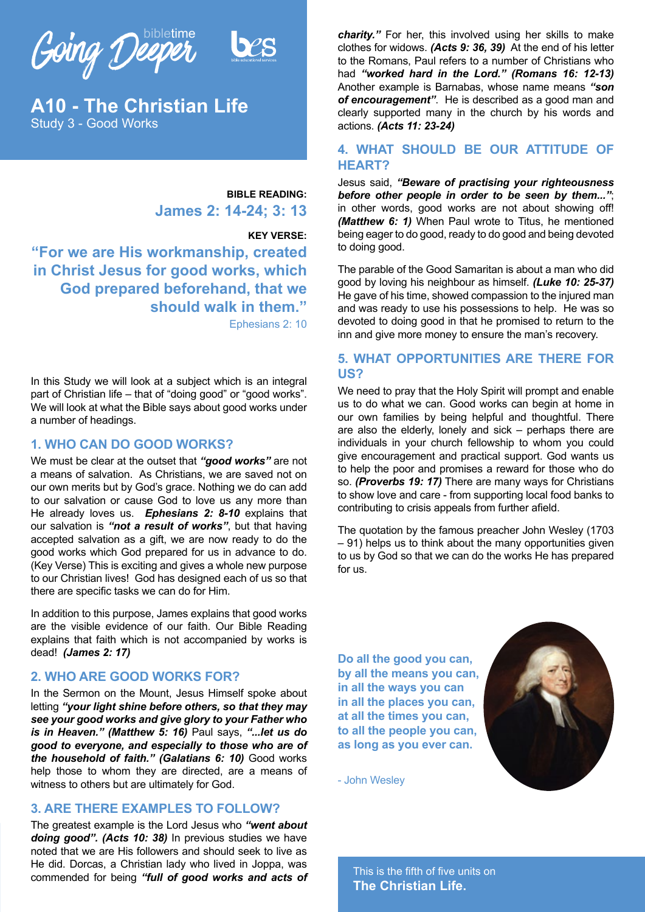Going Deeper bibletime

bes

# A10 - The Christian Life

Study 3 - Good Works

**BIBLE READING:**

**James 2: 14-24; 3: 13**

**KEY VERSE:**

**"For we are His workmanship, created in Christ Jesus for good works, which God prepared beforehand, that we should walk in them."**

Ephesians 2: 10

In this Study we will look at a subject which is an integral part of Christian life – that of "doing good" or "good works". We will look at what the Bible says about good works under a number of headings.

## 1. WHO CAN DO GOOD WORKS?

We must be clear at the outset that ***"good works"*** are not a means of salvation. As Christians, we are saved not on our own merits but by God's grace. Nothing we do can add to our salvation or cause God to love us any more than He already loves us. ***Ephesians 2: 8-10*** explains that our salvation is ***"not a result of works"***, but that having accepted salvation as a gift, we are now ready to do the good works which God prepared for us in advance to do. (Key Verse) This is exciting and gives a whole new purpose to our Christian lives! God has designed each of us so that there are specific tasks we can do for Him.

In addition to this purpose, James explains that good works are the visible evidence of our faith. Our Bible Reading explains that faith which is not accompanied by works is dead! ***(James 2: 17)***

## 2. WHO ARE GOOD WORKS FOR?

In the Sermon on the Mount, Jesus Himself spoke about letting ***"your light shine before others, so that they may see your good works and give glory to your Father who is in Heaven." (Matthew 5: 16)*** Paul says, ***"...let us do good to everyone, and especially to those who are of the household of faith." (Galatians 6: 10)*** Good works help those to whom they are directed, are a means of witness to others but are ultimately for God.

## 3. ARE THERE EXAMPLES TO FOLLOW?

The greatest example is the Lord Jesus who ***"went about doing good". (Acts 10: 38)*** In previous studies we have noted that we are His followers and should seek to live as He did. Dorcas, a Christian lady who lived in Joppa, was commended for being ***"full of good works and acts of charity."*** For her, this involved using her skills to make clothes for widows. ***(Acts 9: 36, 39)*** At the end of his letter to the Romans, Paul refers to a number of Christians who had ***"worked hard in the Lord." (Romans 16: 12-13)*** Another example is Barnabas, whose name means ***"son of encouragement"***. He is described as a good man and clearly supported many in the church by his words and actions. ***(Acts 11: 23-24)***

## 4. WHAT SHOULD BE OUR ATTITUDE OF HEART?

Jesus said, ***"Beware of practising your righteousness before other people in order to be seen by them..."***; in other words, good works are not about showing off! ***(Matthew 6: 1)*** When Paul wrote to Titus, he mentioned being eager to do good, ready to do good and being devoted to doing good.

The parable of the Good Samaritan is about a man who did good by loving his neighbour as himself. ***(Luke 10: 25-37)*** He gave of his time, showed compassion to the injured man and was ready to use his possessions to help. He was so devoted to doing good in that he promised to return to the inn and give more money to ensure the man's recovery.

## 5. WHAT OPPORTUNITIES ARE THERE FOR US?

We need to pray that the Holy Spirit will prompt and enable us to do what we can. Good works can begin at home in our own families by being helpful and thoughtful. There are also the elderly, lonely and sick – perhaps there are individuals in your church fellowship to whom you could give encouragement and practical support. God wants us to help the poor and promises a reward for those who do so. ***(Proverbs 19: 17)*** There are many ways for Christians to show love and care - from supporting local food banks to contributing to crisis appeals from further afield.

The quotation by the famous preacher John Wesley (1703 – 91) helps us to think about the many opportunities given to us by God so that we can do the works He has prepared for us.

**Do all the good you can,**
**by all the means you can,**
**in all the ways you can**
**in all the places you can,**
**at all the times you can,**
**to all the people you can,**
**as long as you ever can.**

- John Wesley

This is the fifth of five units on
**The Christian Life.**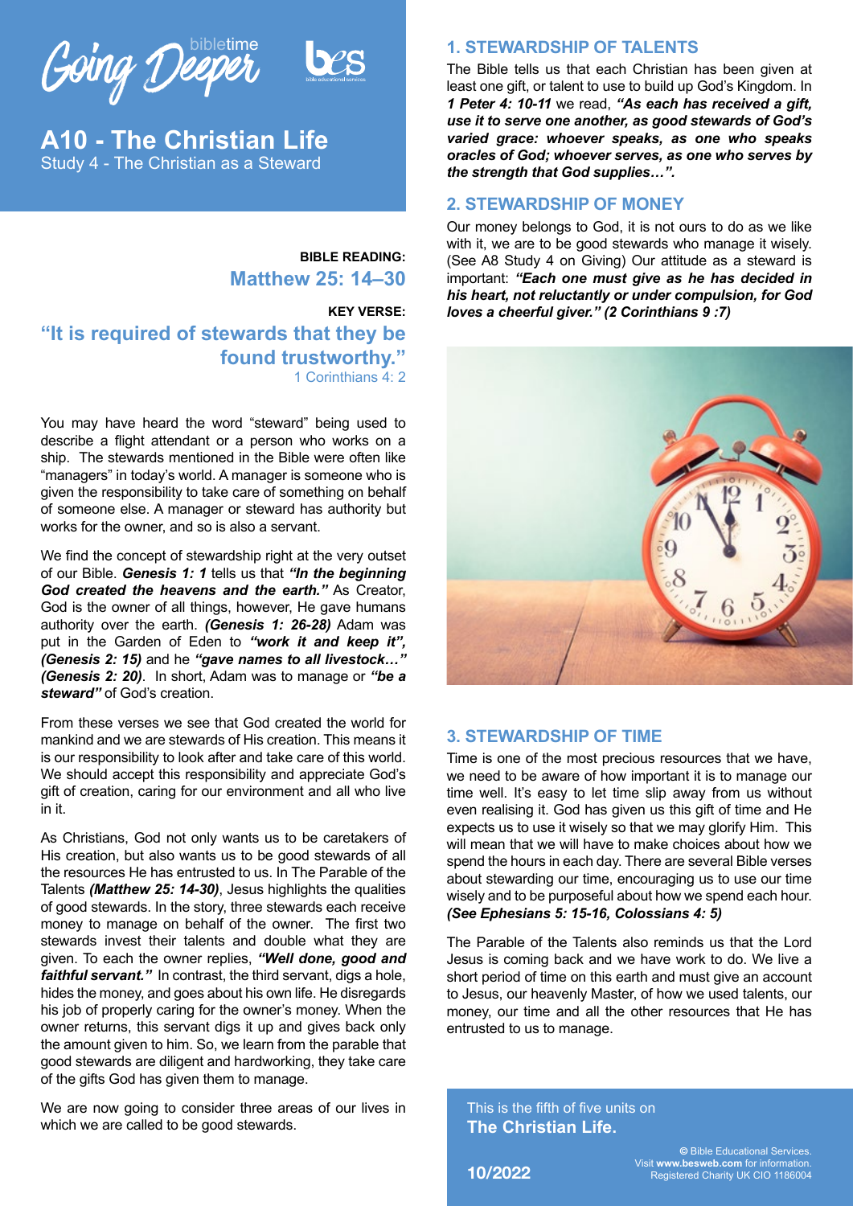# Going Deeper

bibletime

bes

## A10 - The Christian Life

Study 4 - The Christian as a Steward

**BIBLE READING:**
**Matthew 25: 14–30**

**KEY VERSE:**
**"It is required of stewards that they be found trustworthy."**
1 Corinthians 4: 2

You may have heard the word "steward" being used to describe a flight attendant or a person who works on a ship. The stewards mentioned in the Bible were often like "managers" in today's world. A manager is someone who is given the responsibility to take care of something on behalf of someone else. A manager or steward has authority but works for the owner, and so is also a servant.

We find the concept of stewardship right at the very outset of our Bible. ***Genesis 1: 1*** tells us that ***"In the beginning God created the heavens and the earth."*** As Creator, God is the owner of all things, however, He gave humans authority over the earth. ***(Genesis 1: 26-28)*** Adam was put in the Garden of Eden to ***"work it and keep it", (Genesis 2: 15)*** and he ***"gave names to all livestock…" (Genesis 2: 20)***. In short, Adam was to manage or ***"be a steward"*** of God's creation.

From these verses we see that God created the world for mankind and we are stewards of His creation. This means it is our responsibility to look after and take care of this world. We should accept this responsibility and appreciate God's gift of creation, caring for our environment and all who live in it.

As Christians, God not only wants us to be caretakers of His creation, but also wants us to be good stewards of all the resources He has entrusted to us. In The Parable of the Talents ***(Matthew 25: 14-30)***, Jesus highlights the qualities of good stewards. In the story, three stewards each receive money to manage on behalf of the owner. The first two stewards invest their talents and double what they are given. To each the owner replies, ***"Well done, good and faithful servant."*** In contrast, the third servant, digs a hole, hides the money, and goes about his own life. He disregards his job of properly caring for the owner's money. When the owner returns, this servant digs it up and gives back only the amount given to him. So, we learn from the parable that good stewards are diligent and hardworking, they take care of the gifts God has given them to manage.

We are now going to consider three areas of our lives in which we are called to be good stewards.

### 1. STEWARDSHIP OF TALENTS

The Bible tells us that each Christian has been given at least one gift, or talent to use to build up God's Kingdom. In ***1 Peter 4: 10-11*** we read, ***"As each has received a gift, use it to serve one another, as good stewards of God's varied grace: whoever speaks, as one who speaks oracles of God; whoever serves, as one who serves by the strength that God supplies…".***

### 2. STEWARDSHIP OF MONEY

Our money belongs to God, it is not ours to do as we like with it, we are to be good stewards who manage it wisely. (See A8 Study 4 on Giving) Our attitude as a steward is important: ***"Each one must give as he has decided in his heart, not reluctantly or under compulsion, for God loves a cheerful giver." (2 Corinthians 9 :7)***

### 3. STEWARDSHIP OF TIME

Time is one of the most precious resources that we have, we need to be aware of how important it is to manage our time well. It's easy to let time slip away from us without even realising it. God has given us this gift of time and He expects us to use it wisely so that we may glorify Him. This will mean that we will have to make choices about how we spend the hours in each day. There are several Bible verses about stewarding our time, encouraging us to use our time wisely and to be purposeful about how we spend each hour. ***(See Ephesians 5: 15-16, Colossians 4: 5)***

The Parable of the Talents also reminds us that the Lord Jesus is coming back and we have work to do. We live a short period of time on this earth and must give an account to Jesus, our heavenly Master, of how we used talents, our money, our time and all the other resources that He has entrusted to us to manage.

This is the fifth of five units on **The Christian Life.**

**10/2022**

© Bible Educational Services.
Visit **www.besweb.com** for information.
Registered Charity UK CIO 1186004